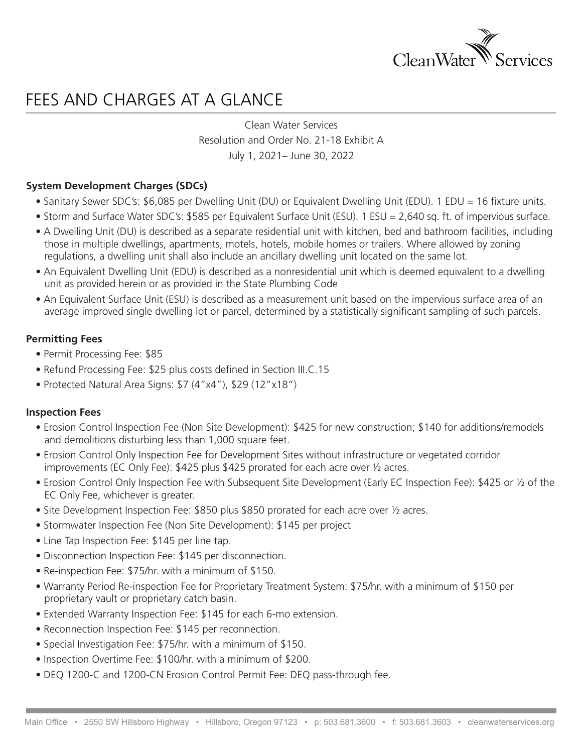# FEES AND CHARGES AT A GLANCE

Clean Water Services

Resolution and Order No. 21-18 Exhibit A

July 1, 2021– June 30, 2022

### System Development Charges (SDCs)

- Sanitary Sewer SDC's: $6,085 per Dwelling Unit (DU) or Equivalent Dwelling Unit (EDU). 1 EDU = 16 fixture units.
- Storm and Surface Water SDC's: $585 per Equivalent Surface Unit (ESU). 1 ESU = 2,640 sq. ft. of impervious surface.
- A Dwelling Unit (DU) is described as a separate residential unit with kitchen, bed and bathroom facilities, including those in multiple dwellings, apartments, motels, hotels, mobile homes or trailers. Where allowed by zoning regulations, a dwelling unit shall also include an ancillary dwelling unit located on the same lot.
- An Equivalent Dwelling Unit (EDU) is described as a nonresidential unit which is deemed equivalent to a dwelling unit as provided herein or as provided in the State Plumbing Code
- An Equivalent Surface Unit (ESU) is described as a measurement unit based on the impervious surface area of an average improved single dwelling lot or parcel, determined by a statistically significant sampling of such parcels.

### Permitting Fees

- Permit Processing Fee: $85
- Refund Processing Fee: $25 plus costs defined in Section III.C.15
- Protected Natural Area Signs: $7 (4"x4"), $29 (12"x18")

### Inspection Fees

- Erosion Control Inspection Fee (Non Site Development): $425 for new construction; $140 for additions/remodels and demolitions disturbing less than 1,000 square feet.
- Erosion Control Only Inspection Fee for Development Sites without infrastructure or vegetated corridor improvements (EC Only Fee): $425 plus $425 prorated for each acre over ½ acres.
- Erosion Control Only Inspection Fee with Subsequent Site Development (Early EC Inspection Fee): $425 or ½ of the EC Only Fee, whichever is greater.
- Site Development Inspection Fee: $850 plus $850 prorated for each acre over ½ acres.
- Stormwater Inspection Fee (Non Site Development): $145 per project
- Line Tap Inspection Fee: $145 per line tap.
- Disconnection Inspection Fee: $145 per disconnection.
- Re-inspection Fee: $75/hr. with a minimum of $150.
- Warranty Period Re-inspection Fee for Proprietary Treatment System: $75/hr. with a minimum of $150 per proprietary vault or proprietary catch basin.
- Extended Warranty Inspection Fee: $145 for each 6-mo extension.
- Reconnection Inspection Fee: $145 per reconnection.
- Special Investigation Fee: $75/hr. with a minimum of $150.
- Inspection Overtime Fee: $100/hr. with a minimum of $200.
- DEQ 1200-C and 1200-CN Erosion Control Permit Fee: DEQ pass-through fee.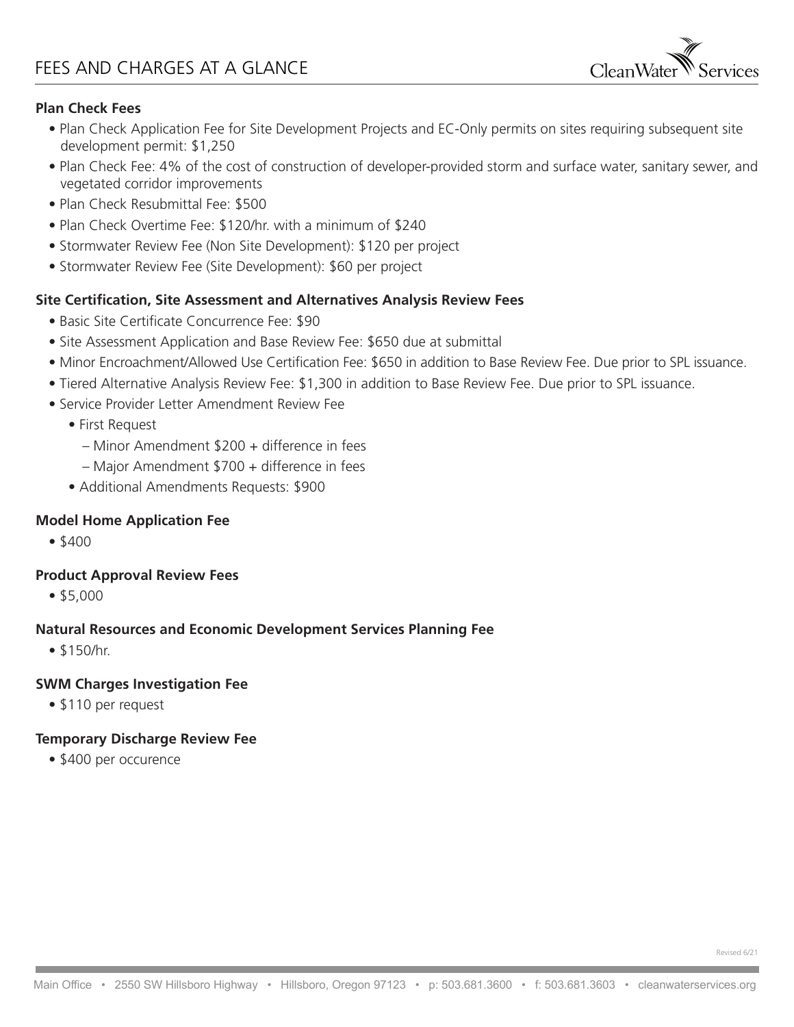# FEES AND CHARGES AT A GLANCE

### Plan Check Fees

- Plan Check Application Fee for Site Development Projects and EC-Only permits on sites requiring subsequent site development permit: $1,250
- Plan Check Fee: 4% of the cost of construction of developer-provided storm and surface water, sanitary sewer, and vegetated corridor improvements
- Plan Check Resubmittal Fee: $500
- Plan Check Overtime Fee: $120/hr. with a minimum of $240
- Stormwater Review Fee (Non Site Development): $120 per project
- Stormwater Review Fee (Site Development): $60 per project

### Site Certification, Site Assessment and Alternatives Analysis Review Fees

- Basic Site Certificate Concurrence Fee: $90
- Site Assessment Application and Base Review Fee: $650 due at submittal
- Minor Encroachment/Allowed Use Certification Fee: $650 in addition to Base Review Fee. Due prior to SPL issuance.
- Tiered Alternative Analysis Review Fee: $1,300 in addition to Base Review Fee. Due prior to SPL issuance.
- Service Provider Letter Amendment Review Fee
  - First Request
    - Minor Amendment $200 + difference in fees
    - Major Amendment $700 + difference in fees
  - Additional Amendments Requests: $900

### Model Home Application Fee

- $400

### Product Approval Review Fees

- $5,000

### Natural Resources and Economic Development Services Planning Fee

- $150/hr.

### SWM Charges Investigation Fee

- $110 per request

### Temporary Discharge Review Fee

- $400 per occurence

Revised 6/21